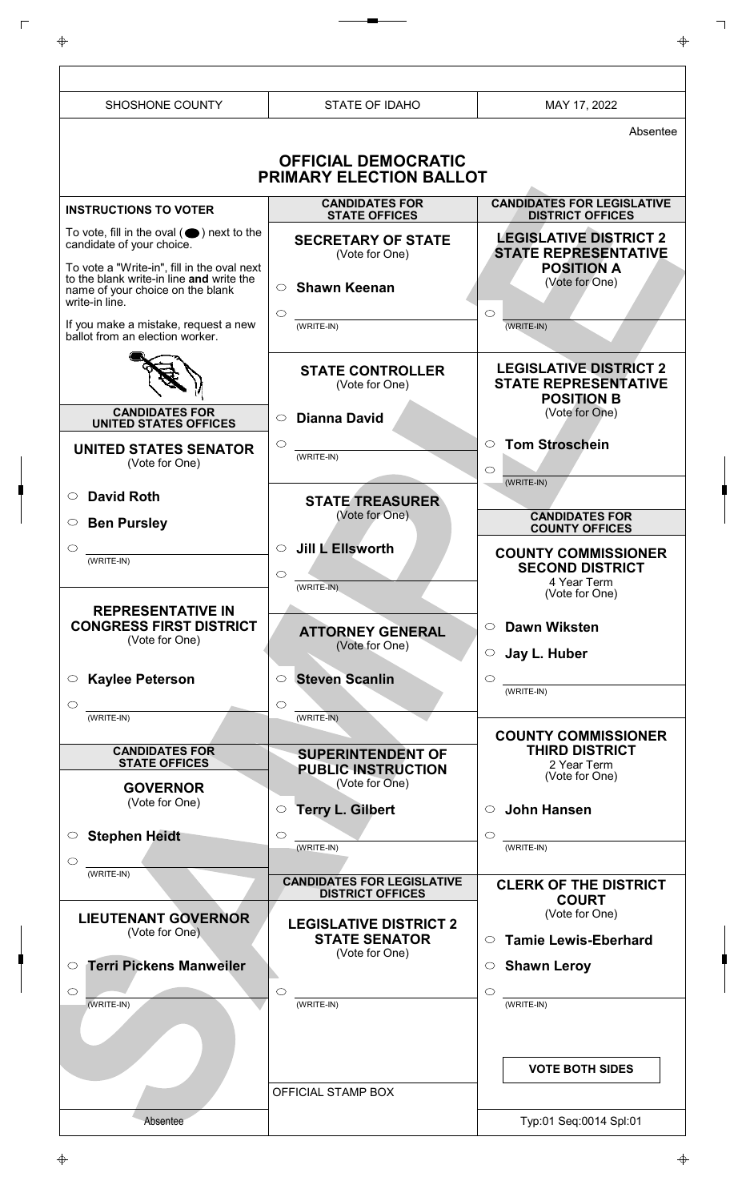| SHOSHONE COUNTY | STATE OF IDAHO | MAY 17, 2022 |
|---|---|---|

Absentee

# OFFICIAL DEMOCRATIC PRIMARY ELECTION BALLOT

## INSTRUCTIONS TO VOTER

To vote, fill in the oval ( ⬬ ) next to the candidate of your choice.

To vote a "Write-in", fill in the oval next to the blank write-in line **and** write the name of your choice on the blank write-in line.

If you make a mistake, request a new ballot from an election worker.

## CANDIDATES FOR UNITED STATES OFFICES

### UNITED STATES SENATOR
(Vote for One)

- ○ **David Roth**
- ○ **Ben Pursley**
- ○ ________ (WRITE-IN)

### REPRESENTATIVE IN CONGRESS FIRST DISTRICT
(Vote for One)

- ○ **Kaylee Peterson**
- ○ ________ (WRITE-IN)

## CANDIDATES FOR STATE OFFICES

### GOVERNOR
(Vote for One)

- ○ **Stephen Heidt**
- ○ ________ (WRITE-IN)

### LIEUTENANT GOVERNOR
(Vote for One)

- ○ **Terri Pickens Manweiler**
- ○ ________ (WRITE-IN)

## CANDIDATES FOR STATE OFFICES

### SECRETARY OF STATE
(Vote for One)

- ○ **Shawn Keenan**
- ○ ________ (WRITE-IN)

### STATE CONTROLLER
(Vote for One)

- ○ **Dianna David**
- ○ ________ (WRITE-IN)

### STATE TREASURER
(Vote for One)

- ○ **Jill L Ellsworth**
- ○ ________ (WRITE-IN)

### ATTORNEY GENERAL
(Vote for One)

- ○ **Steven Scanlin**
- ○ ________ (WRITE-IN)

### SUPERINTENDENT OF PUBLIC INSTRUCTION
(Vote for One)

- ○ **Terry L. Gilbert**
- ○ ________ (WRITE-IN)

## CANDIDATES FOR LEGISLATIVE DISTRICT OFFICES

### LEGISLATIVE DISTRICT 2 STATE SENATOR
(Vote for One)

- ○ ________ (WRITE-IN)

OFFICIAL STAMP BOX

## CANDIDATES FOR LEGISLATIVE DISTRICT OFFICES

### LEGISLATIVE DISTRICT 2 STATE REPRESENTATIVE POSITION A
(Vote for One)

- ○ ________ (WRITE-IN)

### LEGISLATIVE DISTRICT 2 STATE REPRESENTATIVE POSITION B
(Vote for One)

- ○ **Tom Stroschein**
- ○ ________ (WRITE-IN)

## CANDIDATES FOR COUNTY OFFICES

### COUNTY COMMISSIONER SECOND DISTRICT
4 Year Term
(Vote for One)

- ○ **Dawn Wiksten**
- ○ **Jay L. Huber**
- ○ ________ (WRITE-IN)

### COUNTY COMMISSIONER THIRD DISTRICT
2 Year Term
(Vote for One)

- ○ **John Hansen**
- ○ ________ (WRITE-IN)

### CLERK OF THE DISTRICT COURT
(Vote for One)

- ○ **Tamie Lewis-Eberhard**
- ○ **Shawn Leroy**
- ○ ________ (WRITE-IN)

**VOTE BOTH SIDES**

SAMPLE

Absentee

Typ:01 Seq:0014 Spl:01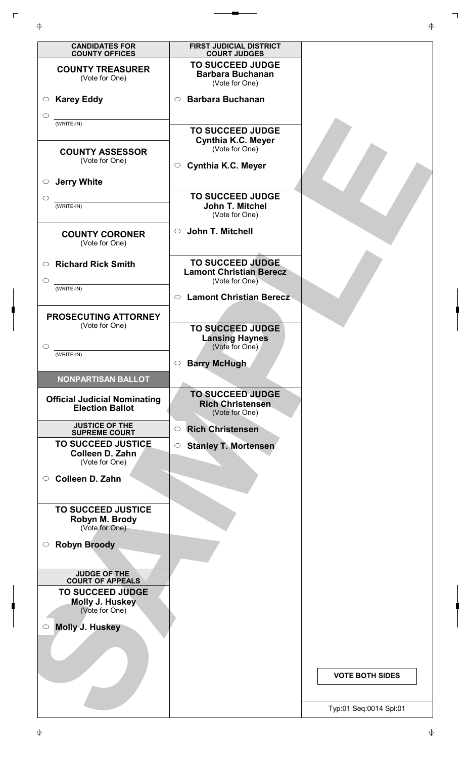## CANDIDATES FOR COUNTY OFFICES

### COUNTY TREASURER
(Vote for One)

- ○ **Karey Eddy**
- ○ ____________ (WRITE-IN)

### COUNTY ASSESSOR
(Vote for One)

- ○ **Jerry White**
- ○ ____________ (WRITE-IN)

### COUNTY CORONER
(Vote for One)

- ○ **Richard Rick Smith**
- ○ ____________ (WRITE-IN)

### PROSECUTING ATTORNEY
(Vote for One)

- ○ ____________ (WRITE-IN)

## NONPARTISAN BALLOT

### Official Judicial Nominating Election Ballot

#### JUSTICE OF THE SUPREME COURT

**TO SUCCEED JUSTICE Colleen D. Zahn**
(Vote for One)

- ○ **Colleen D. Zahn**

**TO SUCCEED JUSTICE Robyn M. Brody**
(Vote for One)

- ○ **Robyn Broody**

#### JUDGE OF THE COURT OF APPEALS

**TO SUCCEED JUDGE Molly J. Huskey**
(Vote for One)

- ○ **Molly J. Huskey**

#### FIRST JUDICIAL DISTRICT COURT JUDGES

**TO SUCCEED JUDGE Barbara Buchanan**
(Vote for One)

- ○ **Barbara Buchanan**

**TO SUCCEED JUDGE Cynthia K.C. Meyer**
(Vote for One)

- ○ **Cynthia K.C. Meyer**

**TO SUCCEED JUDGE John T. Mitchel**
(Vote for One)

- ○ **John T. Mitchell**

**TO SUCCEED JUDGE Lamont Christian Berecz**
(Vote for One)

- ○ **Lamont Christian Berecz**

**TO SUCCEED JUDGE Lansing Haynes**
(Vote for One)

- ○ **Barry McHugh**

**TO SUCCEED JUDGE Rich Christensen**
(Vote for One)

- ○ **Rich Christensen**
- ○ **Stanley T. Mortensen**

SAMPLE

**VOTE BOTH SIDES**

Typ:01 Seq:0014 Spl:01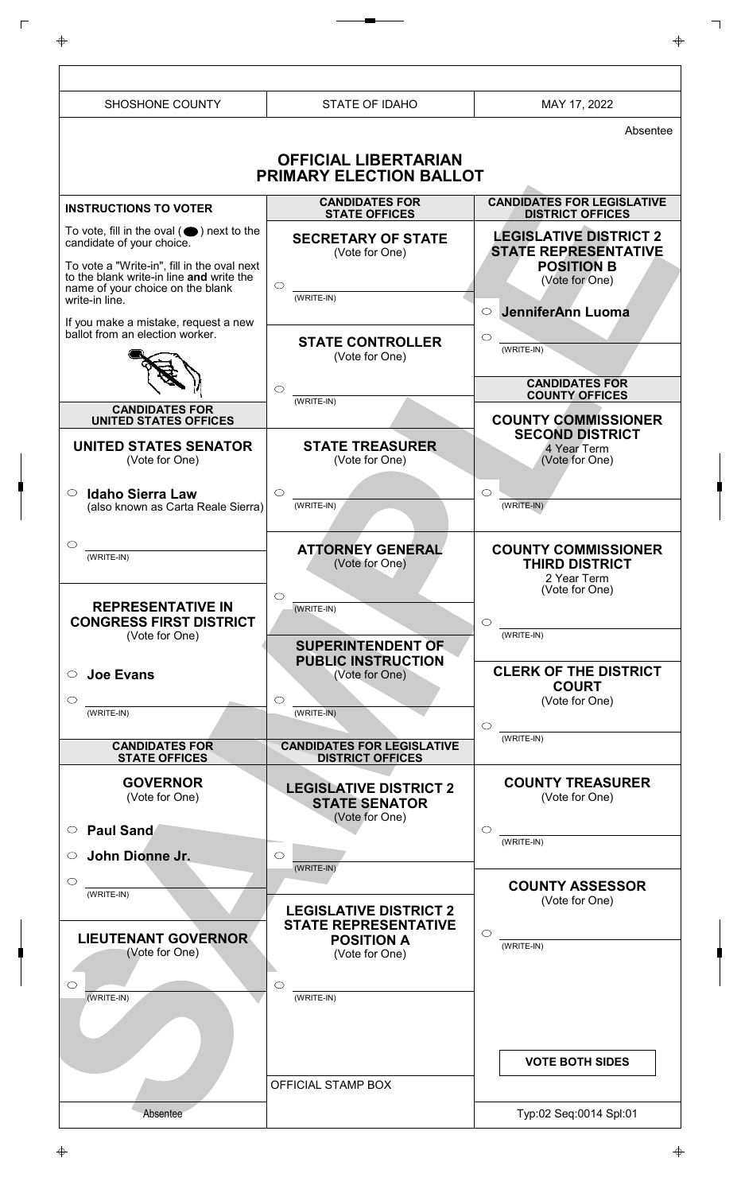| SHOSHONE COUNTY | STATE OF IDAHO | MAY 17, 2022 |
|---|---|---|

Absentee

# OFFICIAL LIBERTARIAN PRIMARY ELECTION BALLOT

## INSTRUCTIONS TO VOTER

To vote, fill in the oval ( ⬬ ) next to the candidate of your choice.

To vote a "Write-in", fill in the oval next to the blank write-in line **and** write the name of your choice on the blank write-in line.

If you make a mistake, request a new ballot from an election worker.

## CANDIDATES FOR UNITED STATES OFFICES

### UNITED STATES SENATOR
(Vote for One)

- ○ **Idaho Sierra Law** (also known as Carta Reale Sierra)
- ○ ________ (WRITE-IN)

### REPRESENTATIVE IN CONGRESS FIRST DISTRICT
(Vote for One)

- ○ **Joe Evans**
- ○ ________ (WRITE-IN)

## CANDIDATES FOR STATE OFFICES

### GOVERNOR
(Vote for One)

- ○ **Paul Sand**
- ○ **John Dionne Jr.**
- ○ ________ (WRITE-IN)

### LIEUTENANT GOVERNOR
(Vote for One)

- ○ ________ (WRITE-IN)

## CANDIDATES FOR STATE OFFICES

### SECRETARY OF STATE
(Vote for One)

- ○ ________ (WRITE-IN)

### STATE CONTROLLER
(Vote for One)

- ○ ________ (WRITE-IN)

### STATE TREASURER
(Vote for One)

- ○ ________ (WRITE-IN)

### ATTORNEY GENERAL
(Vote for One)

- ○ ________ (WRITE-IN)

### SUPERINTENDENT OF PUBLIC INSTRUCTION
(Vote for One)

- ○ ________ (WRITE-IN)

## CANDIDATES FOR LEGISLATIVE DISTRICT OFFICES

### LEGISLATIVE DISTRICT 2 STATE SENATOR
(Vote for One)

- ○ ________ (WRITE-IN)

### LEGISLATIVE DISTRICT 2 STATE REPRESENTATIVE POSITION A
(Vote for One)

- ○ ________ (WRITE-IN)

OFFICIAL STAMP BOX

## CANDIDATES FOR LEGISLATIVE DISTRICT OFFICES

### LEGISLATIVE DISTRICT 2 STATE REPRESENTATIVE POSITION B
(Vote for One)

- ○ **JenniferAnn Luoma**
- ○ ________ (WRITE-IN)

## CANDIDATES FOR COUNTY OFFICES

### COUNTY COMMISSIONER SECOND DISTRICT
4 Year Term
(Vote for One)

- ○ ________ (WRITE-IN)

### COUNTY COMMISSIONER THIRD DISTRICT
2 Year Term
(Vote for One)

- ○ ________ (WRITE-IN)

### CLERK OF THE DISTRICT COURT
(Vote for One)

- ○ ________ (WRITE-IN)

### COUNTY TREASURER
(Vote for One)

- ○ ________ (WRITE-IN)

### COUNTY ASSESSOR
(Vote for One)

- ○ ________ (WRITE-IN)

**VOTE BOTH SIDES**

SAMPLE

Absentee

Typ:02 Seq:0014 Spl:01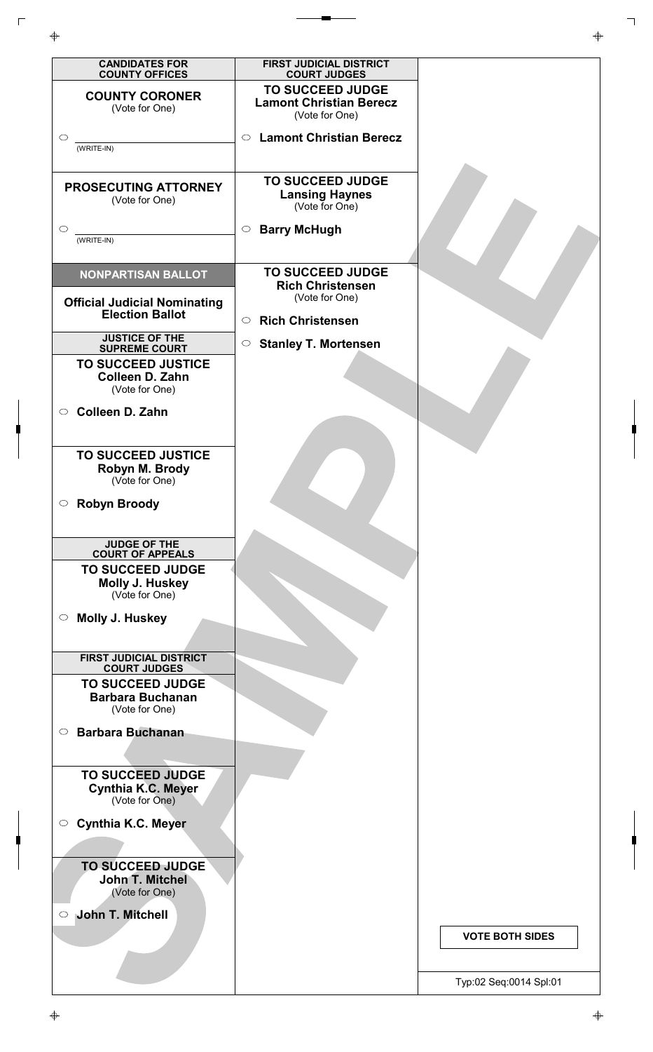## CANDIDATES FOR COUNTY OFFICES

### COUNTY CORONER
(Vote for One)

○ ______________
(WRITE-IN)

### PROSECUTING ATTORNEY
(Vote for One)

○ ______________
(WRITE-IN)

## NONPARTISAN BALLOT

### Official Judicial Nominating Election Ballot

#### JUSTICE OF THE SUPREME COURT

**TO SUCCEED JUSTICE Colleen D. Zahn**
(Vote for One)

○ **Colleen D. Zahn**

**TO SUCCEED JUSTICE Robyn M. Brody**
(Vote for One)

○ **Robyn Broody**

#### JUDGE OF THE COURT OF APPEALS

**TO SUCCEED JUDGE Molly J. Huskey**
(Vote for One)

○ **Molly J. Huskey**

#### FIRST JUDICIAL DISTRICT COURT JUDGES

**TO SUCCEED JUDGE Barbara Buchanan**
(Vote for One)

○ **Barbara Buchanan**

**TO SUCCEED JUDGE Cynthia K.C. Meyer**
(Vote for One)

○ **Cynthia K.C. Meyer**

**TO SUCCEED JUDGE John T. Mitchel**
(Vote for One)

○ **John T. Mitchell**

#### FIRST JUDICIAL DISTRICT COURT JUDGES

**TO SUCCEED JUDGE Lamont Christian Berecz**
(Vote for One)

○ **Lamont Christian Berecz**

**TO SUCCEED JUDGE Lansing Haynes**
(Vote for One)

○ **Barry McHugh**

**TO SUCCEED JUDGE Rich Christensen**
(Vote for One)

○ **Rich Christensen**

○ **Stanley T. Mortensen**

SAMPLE

**VOTE BOTH SIDES**

Typ:02 Seq:0014 Spl:01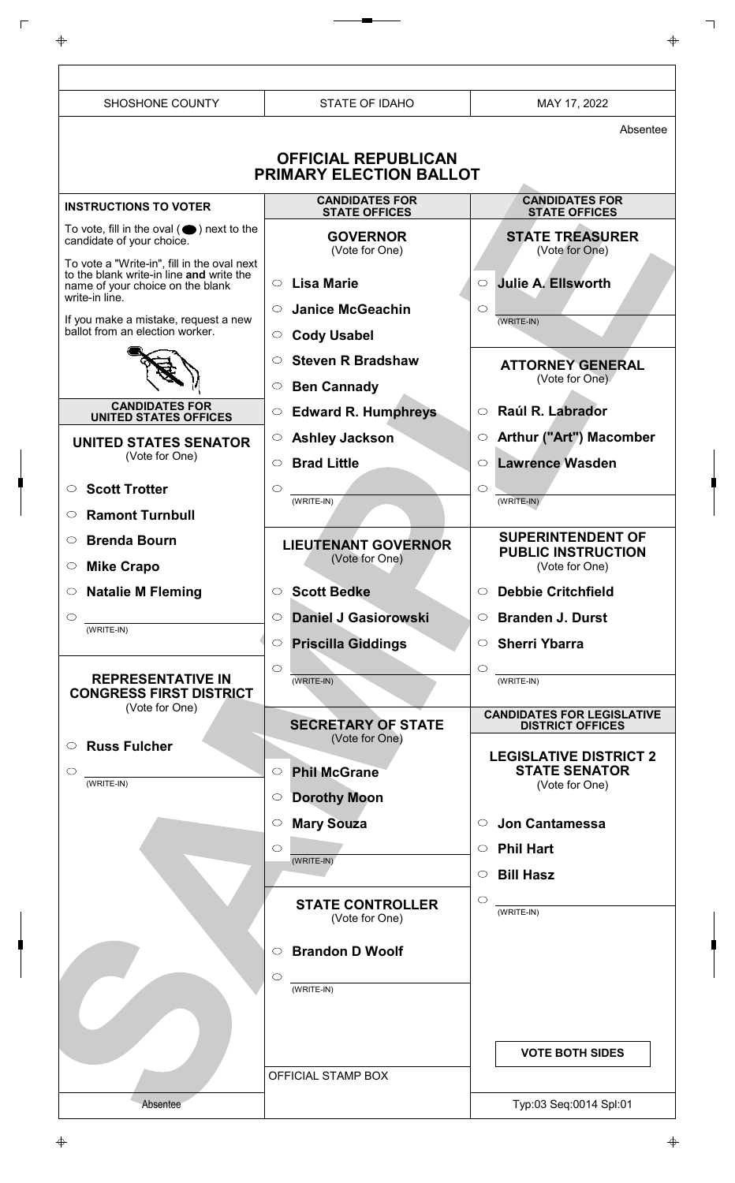| SHOSHONE COUNTY | STATE OF IDAHO | MAY 17, 2022 |
|---|---|---|

Absentee

# OFFICIAL REPUBLICAN PRIMARY ELECTION BALLOT

## INSTRUCTIONS TO VOTER

To vote, fill in the oval ( ⬬ ) next to the candidate of your choice.

To vote a "Write-in", fill in the oval next to the blank write-in line **and** write the name of your choice on the blank write-in line.

If you make a mistake, request a new ballot from an election worker.

## CANDIDATES FOR UNITED STATES OFFICES

### UNITED STATES SENATOR
(Vote for One)

- ○ **Scott Trotter**
- ○ **Ramont Turnbull**
- ○ **Brenda Bourn**
- ○ **Mike Crapo**
- ○ **Natalie M Fleming**
- ○ ________ (WRITE-IN)

### REPRESENTATIVE IN CONGRESS FIRST DISTRICT
(Vote for One)

- ○ **Russ Fulcher**
- ○ ________ (WRITE-IN)

## CANDIDATES FOR STATE OFFICES

### GOVERNOR
(Vote for One)

- ○ **Lisa Marie**
- ○ **Janice McGeachin**
- ○ **Cody Usabel**
- ○ **Steven R Bradshaw**
- ○ **Ben Cannady**
- ○ **Edward R. Humphreys**
- ○ **Ashley Jackson**
- ○ **Brad Little**
- ○ ________ (WRITE-IN)

### LIEUTENANT GOVERNOR
(Vote for One)

- ○ **Scott Bedke**
- ○ **Daniel J Gasiorowski**
- ○ **Priscilla Giddings**
- ○ ________ (WRITE-IN)

### SECRETARY OF STATE
(Vote for One)

- ○ **Phil McGrane**
- ○ **Dorothy Moon**
- ○ **Mary Souza**
- ○ ________ (WRITE-IN)

### STATE CONTROLLER
(Vote for One)

- ○ **Brandon D Woolf**
- ○ ________ (WRITE-IN)

OFFICIAL STAMP BOX

## CANDIDATES FOR STATE OFFICES

### STATE TREASURER
(Vote for One)

- ○ **Julie A. Ellsworth**
- ○ ________ (WRITE-IN)

### ATTORNEY GENERAL
(Vote for One)

- ○ **Raúl R. Labrador**
- ○ **Arthur ("Art") Macomber**
- ○ **Lawrence Wasden**
- ○ ________ (WRITE-IN)

### SUPERINTENDENT OF PUBLIC INSTRUCTION
(Vote for One)

- ○ **Debbie Critchfield**
- ○ **Branden J. Durst**
- ○ **Sherri Ybarra**
- ○ ________ (WRITE-IN)

## CANDIDATES FOR LEGISLATIVE DISTRICT OFFICES

### LEGISLATIVE DISTRICT 2 STATE SENATOR
(Vote for One)

- ○ **Jon Cantamessa**
- ○ **Phil Hart**
- ○ **Bill Hasz**
- ○ ________ (WRITE-IN)

**VOTE BOTH SIDES**

SAMPLE

| Absentee | | Typ:03 Seq:0014 Spl:01 |
|---|---|---|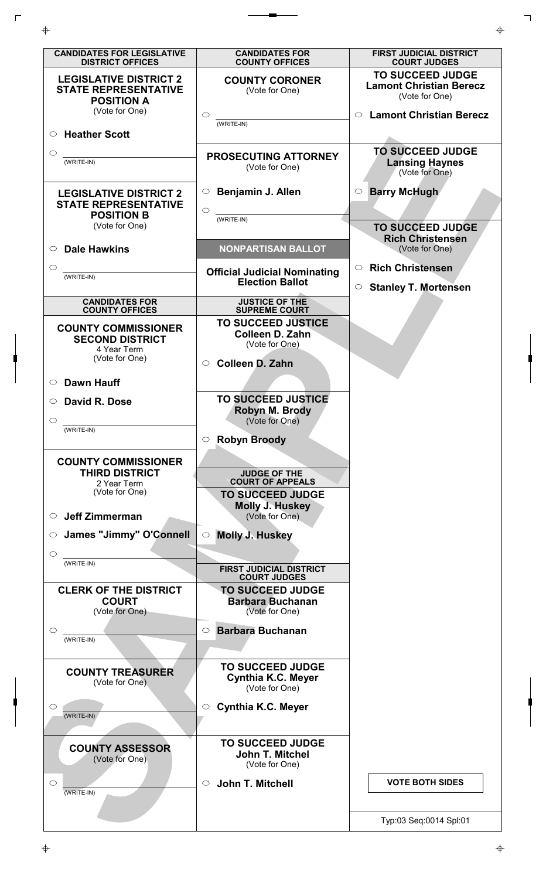## CANDIDATES FOR LEGISLATIVE DISTRICT OFFICES

### LEGISLATIVE DISTRICT 2 STATE REPRESENTATIVE POSITION A

(Vote for One)

- ○ Heather Scott
- ○ ________ (WRITE-IN)

### LEGISLATIVE DISTRICT 2 STATE REPRESENTATIVE POSITION B

(Vote for One)

- ○ Dale Hawkins
- ○ ________ (WRITE-IN)

## CANDIDATES FOR COUNTY OFFICES

### COUNTY COMMISSIONER SECOND DISTRICT

4 Year Term

(Vote for One)

- ○ Dawn Hauff
- ○ David R. Dose
- ○ ________ (WRITE-IN)

### COUNTY COMMISSIONER THIRD DISTRICT

2 Year Term

(Vote for One)

- ○ Jeff Zimmerman
- ○ James "Jimmy" O'Connell
- ○ ________ (WRITE-IN)

### CLERK OF THE DISTRICT COURT

(Vote for One)

- ○ ________ (WRITE-IN)

### COUNTY TREASURER

(Vote for One)

- ○ ________ (WRITE-IN)

### COUNTY ASSESSOR

(Vote for One)

- ○ ________ (WRITE-IN)

## CANDIDATES FOR COUNTY OFFICES

### COUNTY CORONER

(Vote for One)

- ○ ________ (WRITE-IN)

### PROSECUTING ATTORNEY

(Vote for One)

- ○ Benjamin J. Allen
- ○ ________ (WRITE-IN)

## NONPARTISAN BALLOT

**Official Judicial Nominating Election Ballot**

## JUSTICE OF THE SUPREME COURT

### TO SUCCEED JUSTICE Colleen D. Zahn

(Vote for One)

- ○ Colleen D. Zahn

### TO SUCCEED JUSTICE Robyn M. Brody

(Vote for One)

- ○ Robyn Broody

## JUDGE OF THE COURT OF APPEALS

### TO SUCCEED JUDGE Molly J. Huskey

(Vote for One)

- ○ Molly J. Huskey

## FIRST JUDICIAL DISTRICT COURT JUDGES

### TO SUCCEED JUDGE Barbara Buchanan

(Vote for One)

- ○ Barbara Buchanan

### TO SUCCEED JUDGE Cynthia K.C. Meyer

(Vote for One)

- ○ Cynthia K.C. Meyer

### TO SUCCEED JUDGE John T. Mitchel

(Vote for One)

- ○ John T. Mitchell

## FIRST JUDICIAL DISTRICT COURT JUDGES

### TO SUCCEED JUDGE Lamont Christian Berecz

(Vote for One)

- ○ Lamont Christian Berecz

### TO SUCCEED JUDGE Lansing Haynes

(Vote for One)

- ○ Barry McHugh

### TO SUCCEED JUDGE Rich Christensen

(Vote for One)

- ○ Rich Christensen
- ○ Stanley T. Mortensen

**VOTE BOTH SIDES**

Typ:03 Seq:0014 Spl:01

SAMPLE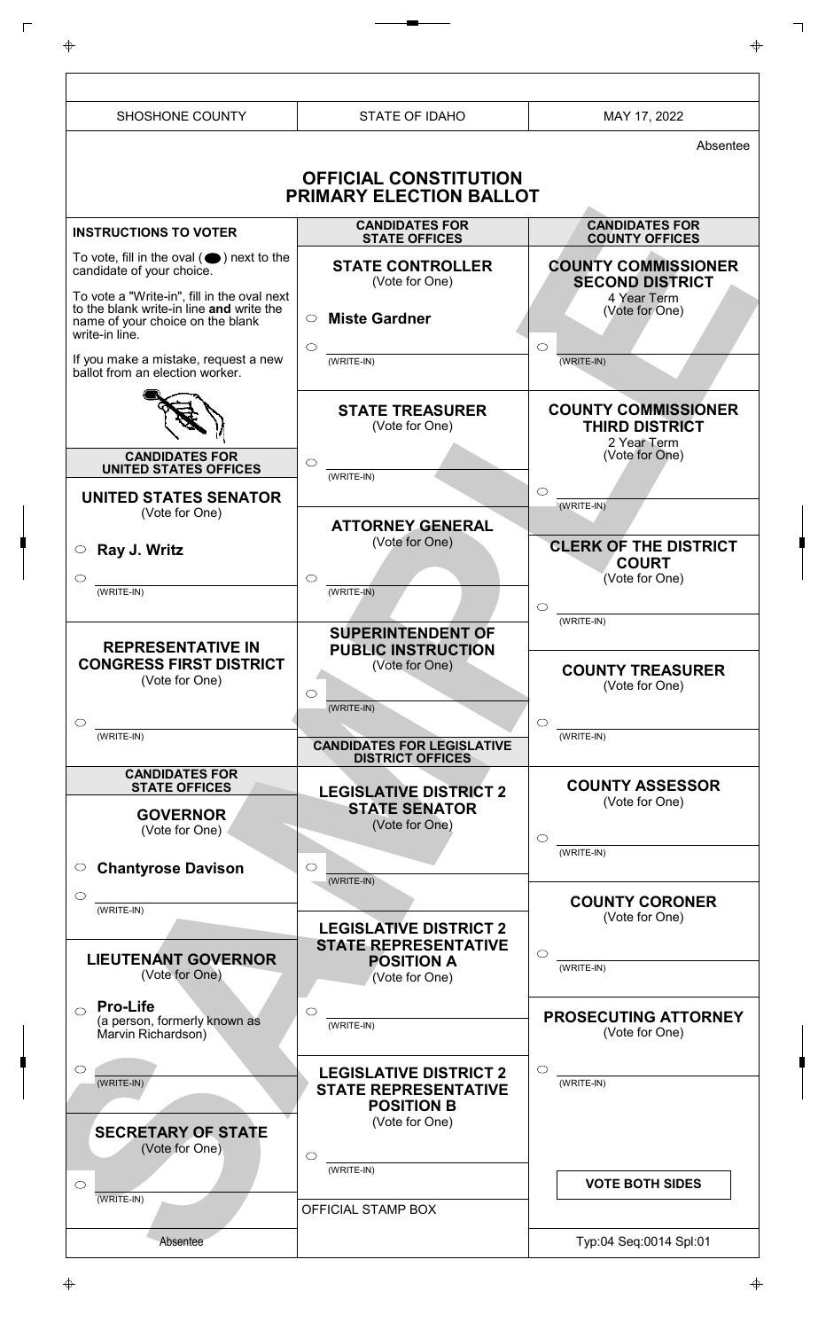| SHOSHONE COUNTY | STATE OF IDAHO | MAY 17, 2022 |
|---|---|---|

Absentee

# OFFICIAL CONSTITUTION PRIMARY ELECTION BALLOT

## INSTRUCTIONS TO VOTER

To vote, fill in the oval ( ⬬ ) next to the candidate of your choice.

To vote a "Write-in", fill in the oval next to the blank write-in line **and** write the name of your choice on the blank write-in line.

If you make a mistake, request a new ballot from an election worker.

## CANDIDATES FOR UNITED STATES OFFICES

### UNITED STATES SENATOR
(Vote for One)

○ **Ray J. Writz**

○ ________ (WRITE-IN)

### REPRESENTATIVE IN CONGRESS FIRST DISTRICT
(Vote for One)

○ ________ (WRITE-IN)

## CANDIDATES FOR STATE OFFICES

### GOVERNOR
(Vote for One)

○ **Chantyrose Davison**

○ ________ (WRITE-IN)

### LIEUTENANT GOVERNOR
(Vote for One)

○ **Pro-Life** (a person, formerly known as Marvin Richardson)

○ ________ (WRITE-IN)

### SECRETARY OF STATE
(Vote for One)

○ ________ (WRITE-IN)

## CANDIDATES FOR STATE OFFICES

### STATE CONTROLLER
(Vote for One)

○ **Miste Gardner**

○ ________ (WRITE-IN)

### STATE TREASURER
(Vote for One)

○ ________ (WRITE-IN)

### ATTORNEY GENERAL
(Vote for One)

○ ________ (WRITE-IN)

### SUPERINTENDENT OF PUBLIC INSTRUCTION
(Vote for One)

○ ________ (WRITE-IN)

## CANDIDATES FOR LEGISLATIVE DISTRICT OFFICES

### LEGISLATIVE DISTRICT 2 STATE SENATOR
(Vote for One)

○ ________ (WRITE-IN)

### LEGISLATIVE DISTRICT 2 STATE REPRESENTATIVE POSITION A
(Vote for One)

○ ________ (WRITE-IN)

### LEGISLATIVE DISTRICT 2 STATE REPRESENTATIVE POSITION B
(Vote for One)

○ ________ (WRITE-IN)

OFFICIAL STAMP BOX

## CANDIDATES FOR COUNTY OFFICES

### COUNTY COMMISSIONER SECOND DISTRICT
4 Year Term
(Vote for One)

○ ________ (WRITE-IN)

### COUNTY COMMISSIONER THIRD DISTRICT
2 Year Term
(Vote for One)

○ ________ (WRITE-IN)

### CLERK OF THE DISTRICT COURT
(Vote for One)

○ ________ (WRITE-IN)

### COUNTY TREASURER
(Vote for One)

○ ________ (WRITE-IN)

### COUNTY ASSESSOR
(Vote for One)

○ ________ (WRITE-IN)

### COUNTY CORONER
(Vote for One)

○ ________ (WRITE-IN)

### PROSECUTING ATTORNEY
(Vote for One)

○ ________ (WRITE-IN)

**VOTE BOTH SIDES**

SAMPLE

Absentee

Typ:04 Seq:0014 Spl:01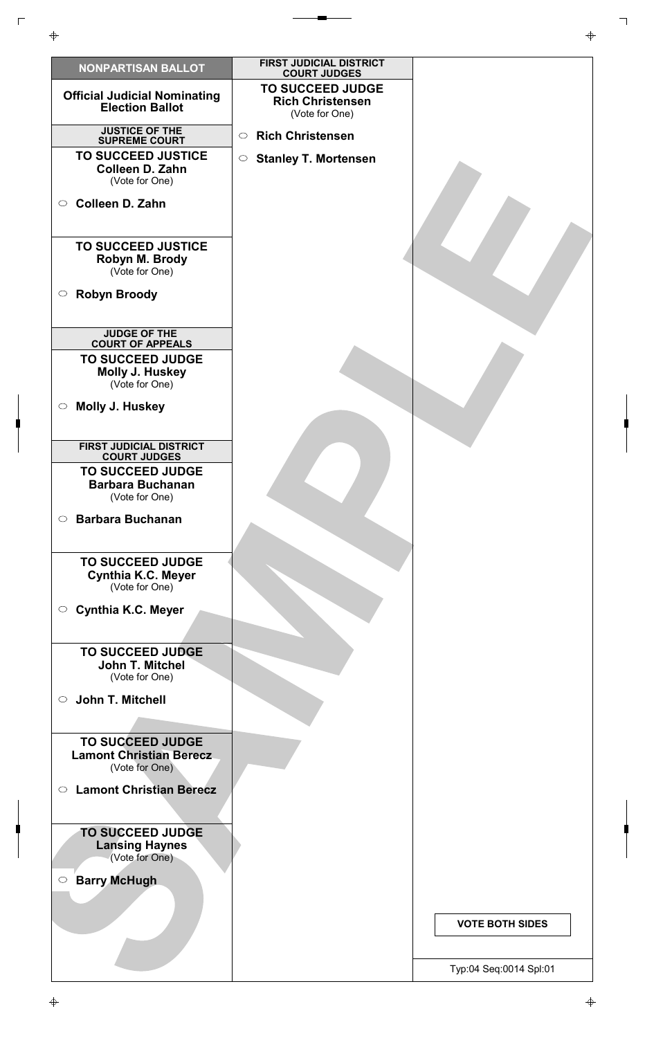## NONPARTISAN BALLOT

**Official Judicial Nominating Election Ballot**

### JUSTICE OF THE SUPREME COURT

**TO SUCCEED JUSTICE**
**Colleen D. Zahn**
(Vote for One)

○ **Colleen D. Zahn**

**TO SUCCEED JUSTICE**
**Robyn M. Brody**
(Vote for One)

○ **Robyn Broody**

### JUDGE OF THE COURT OF APPEALS

**TO SUCCEED JUDGE**
**Molly J. Huskey**
(Vote for One)

○ **Molly J. Huskey**

### FIRST JUDICIAL DISTRICT COURT JUDGES

**TO SUCCEED JUDGE**
**Barbara Buchanan**
(Vote for One)

○ **Barbara Buchanan**

**TO SUCCEED JUDGE**
**Cynthia K.C. Meyer**
(Vote for One)

○ **Cynthia K.C. Meyer**

**TO SUCCEED JUDGE**
**John T. Mitchel**
(Vote for One)

○ **John T. Mitchell**

**TO SUCCEED JUDGE**
**Lamont Christian Berecz**
(Vote for One)

○ **Lamont Christian Berecz**

**TO SUCCEED JUDGE**
**Lansing Haynes**
(Vote for One)

○ **Barry McHugh**

### FIRST JUDICIAL DISTRICT COURT JUDGES

**TO SUCCEED JUDGE**
**Rich Christensen**
(Vote for One)

○ **Rich Christensen**

○ **Stanley T. Mortensen**

SAMPLE

**VOTE BOTH SIDES**

Typ:04 Seq:0014 Spl:01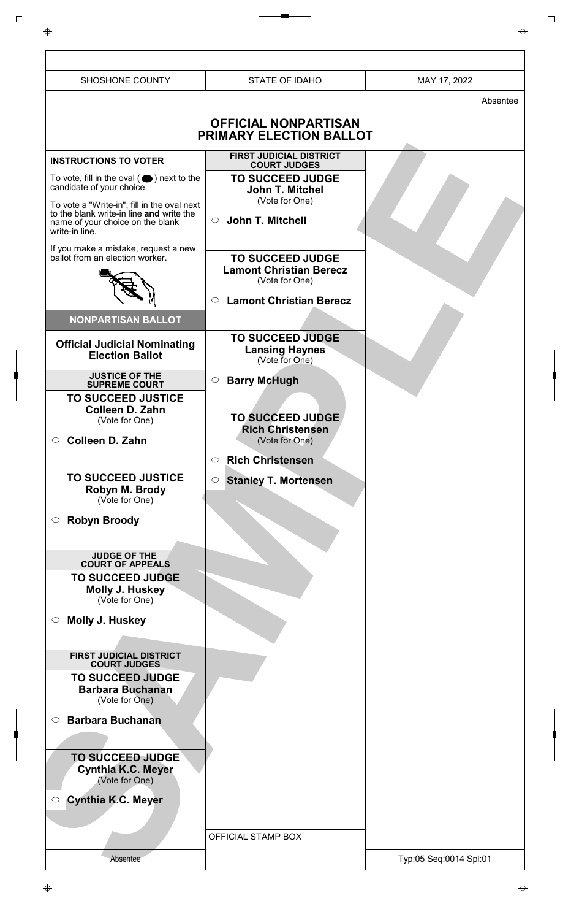| SHOSHONE COUNTY | STATE OF IDAHO | MAY 17, 2022 |
|---|---|---|

Absentee

# OFFICIAL NONPARTISAN PRIMARY ELECTION BALLOT

**INSTRUCTIONS TO VOTER**

To vote, fill in the oval ( ⬬ ) next to the candidate of your choice.

To vote a "Write-in", fill in the oval next to the blank write-in line **and** write the name of your choice on the blank write-in line.

If you make a mistake, request a new ballot from an election worker.

## NONPARTISAN BALLOT

### Official Judicial Nominating Election Ballot

**JUSTICE OF THE SUPREME COURT**

**TO SUCCEED JUSTICE Colleen D. Zahn**
(Vote for One)

○ **Colleen D. Zahn**

**TO SUCCEED JUSTICE Robyn M. Brody**
(Vote for One)

○ **Robyn Broody**

**JUDGE OF THE COURT OF APPEALS**

**TO SUCCEED JUDGE Molly J. Huskey**
(Vote for One)

○ **Molly J. Huskey**

**FIRST JUDICIAL DISTRICT COURT JUDGES**

**TO SUCCEED JUDGE Barbara Buchanan**
(Vote for One)

○ **Barbara Buchanan**

**TO SUCCEED JUDGE Cynthia K.C. Meyer**
(Vote for One)

○ **Cynthia K.C. Meyer**

**FIRST JUDICIAL DISTRICT COURT JUDGES**

**TO SUCCEED JUDGE John T. Mitchel**
(Vote for One)

○ **John T. Mitchell**

**TO SUCCEED JUDGE Lamont Christian Berecz**
(Vote for One)

○ **Lamont Christian Berecz**

**TO SUCCEED JUDGE Lansing Haynes**
(Vote for One)

○ **Barry McHugh**

**TO SUCCEED JUDGE Rich Christensen**
(Vote for One)

○ **Rich Christensen**

○ **Stanley T. Mortensen**

OFFICIAL STAMP BOX

SAMPLE

Absentee

Typ:05 Seq:0014 Spl:01